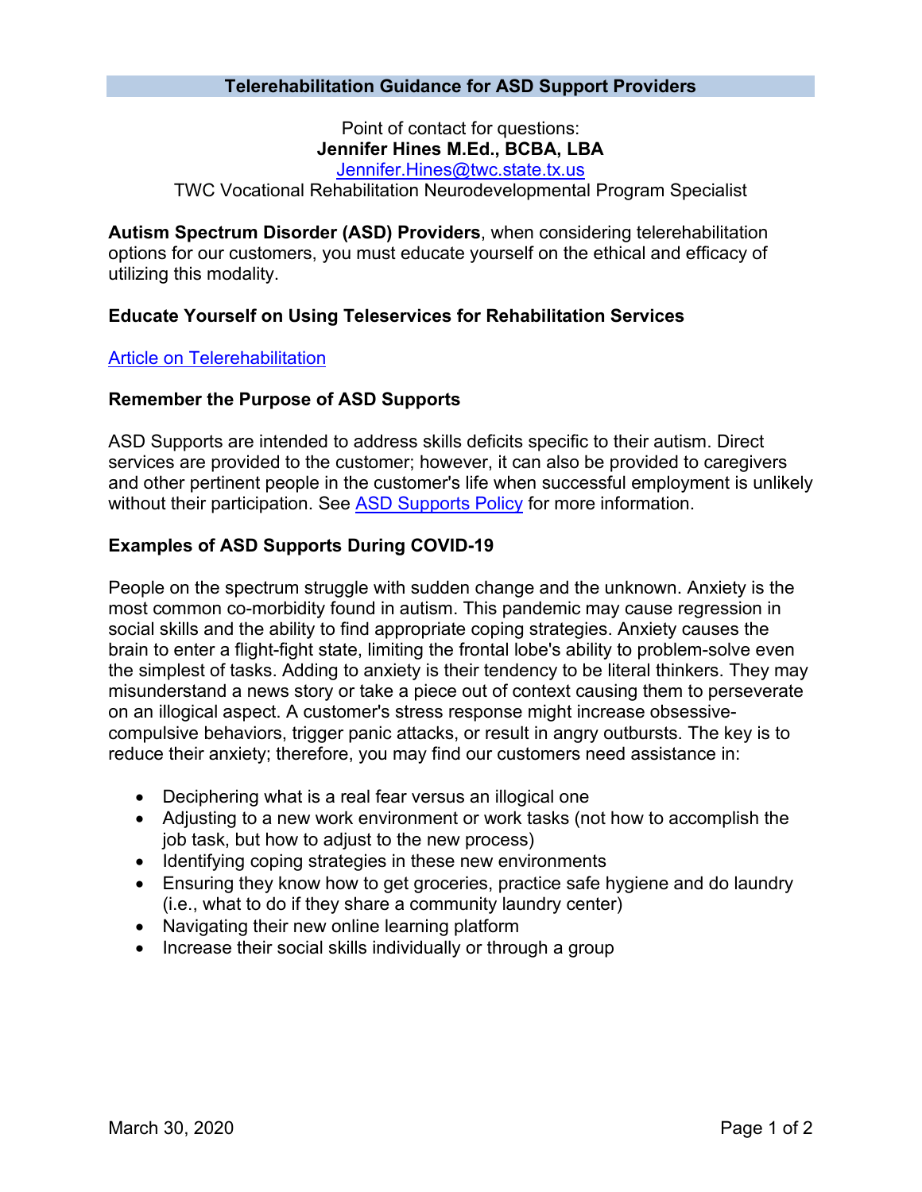# Telerehabilitation Guidance for ASD Support Providers

Point of contact for questions:
**Jennifer Hines M.Ed., BCBA, LBA**
[Jennifer.Hines@twc.state.tx.us](mailto:Jennifer.Hines@twc.state.tx.us)
TWC Vocational Rehabilitation Neurodevelopmental Program Specialist

**Autism Spectrum Disorder (ASD) Providers**, when considering telerehabilitation options for our customers, you must educate yourself on the ethical and efficacy of utilizing this modality.

### Educate Yourself on Using Teleservices for Rehabilitation Services

[Article on Telerehabilitation]()

### Remember the Purpose of ASD Supports

ASD Supports are intended to address skills deficits specific to their autism. Direct services are provided to the customer; however, it can also be provided to caregivers and other pertinent people in the customer's life when successful employment is unlikely without their participation. See [ASD Supports Policy]() for more information.

### Examples of ASD Supports During COVID-19

People on the spectrum struggle with sudden change and the unknown. Anxiety is the most common co-morbidity found in autism. This pandemic may cause regression in social skills and the ability to find appropriate coping strategies. Anxiety causes the brain to enter a flight-fight state, limiting the frontal lobe's ability to problem-solve even the simplest of tasks. Adding to anxiety is their tendency to be literal thinkers. They may misunderstand a news story or take a piece out of context causing them to perseverate on an illogical aspect. A customer's stress response might increase obsessive-compulsive behaviors, trigger panic attacks, or result in angry outbursts. The key is to reduce their anxiety; therefore, you may find our customers need assistance in:

- Deciphering what is a real fear versus an illogical one
- Adjusting to a new work environment or work tasks (not how to accomplish the job task, but how to adjust to the new process)
- Identifying coping strategies in these new environments
- Ensuring they know how to get groceries, practice safe hygiene and do laundry (i.e., what to do if they share a community laundry center)
- Navigating their new online learning platform
- Increase their social skills individually or through a group

March 30, 2020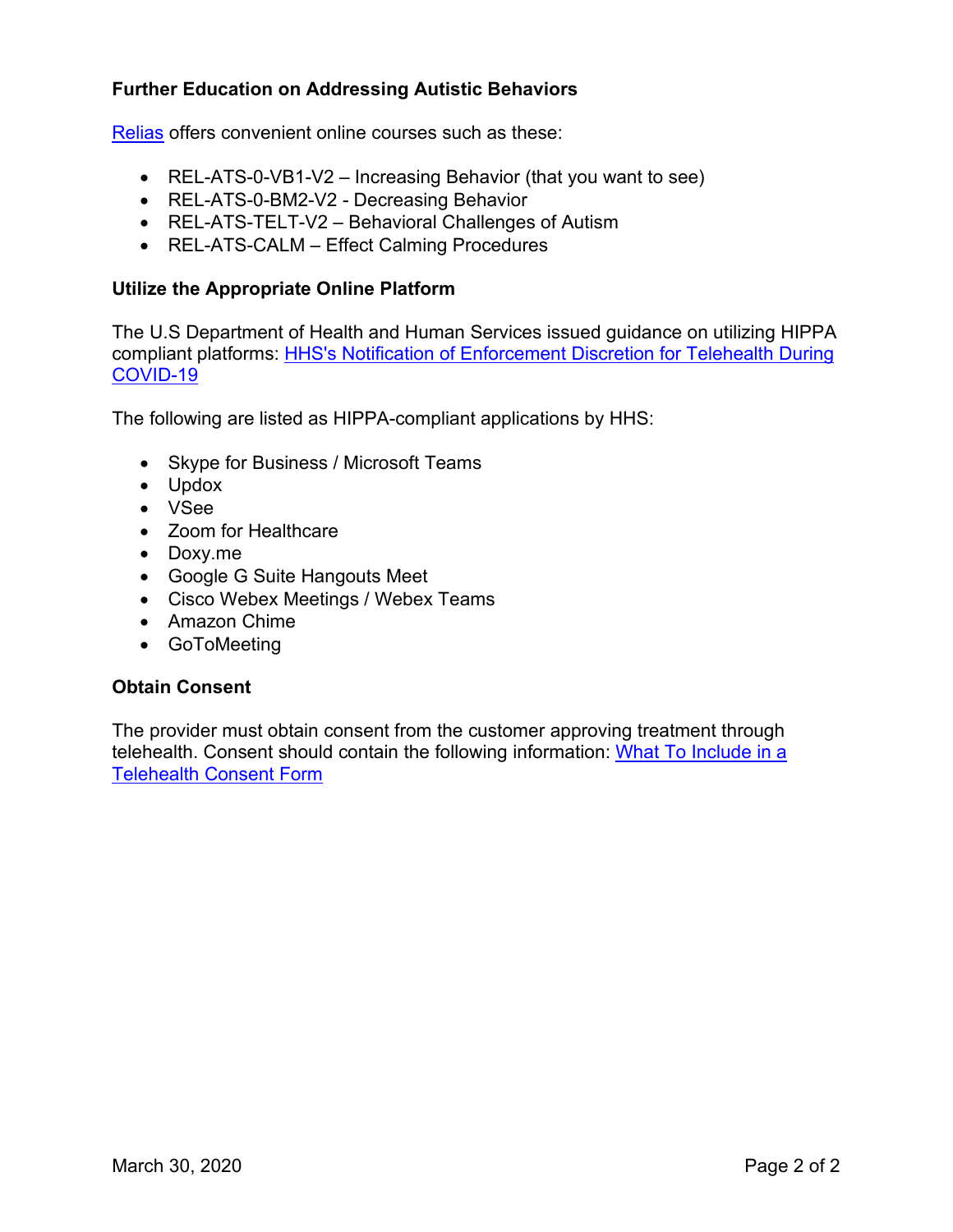### Further Education on Addressing Autistic Behaviors

Relias offers convenient online courses such as these:

- REL-ATS-0-VB1-V2 – Increasing Behavior (that you want to see)
- REL-ATS-0-BM2-V2 - Decreasing Behavior
- REL-ATS-TELT-V2 – Behavioral Challenges of Autism
- REL-ATS-CALM – Effect Calming Procedures

### Utilize the Appropriate Online Platform

The U.S Department of Health and Human Services issued guidance on utilizing HIPPA compliant platforms: HHS's Notification of Enforcement Discretion for Telehealth During COVID-19

The following are listed as HIPPA-compliant applications by HHS:

- Skype for Business / Microsoft Teams
- Updox
- VSee
- Zoom for Healthcare
- Doxy.me
- Google G Suite Hangouts Meet
- Cisco Webex Meetings / Webex Teams
- Amazon Chime
- GoToMeeting

### Obtain Consent

The provider must obtain consent from the customer approving treatment through telehealth. Consent should contain the following information: What To Include in a Telehealth Consent Form

March 30, 2020